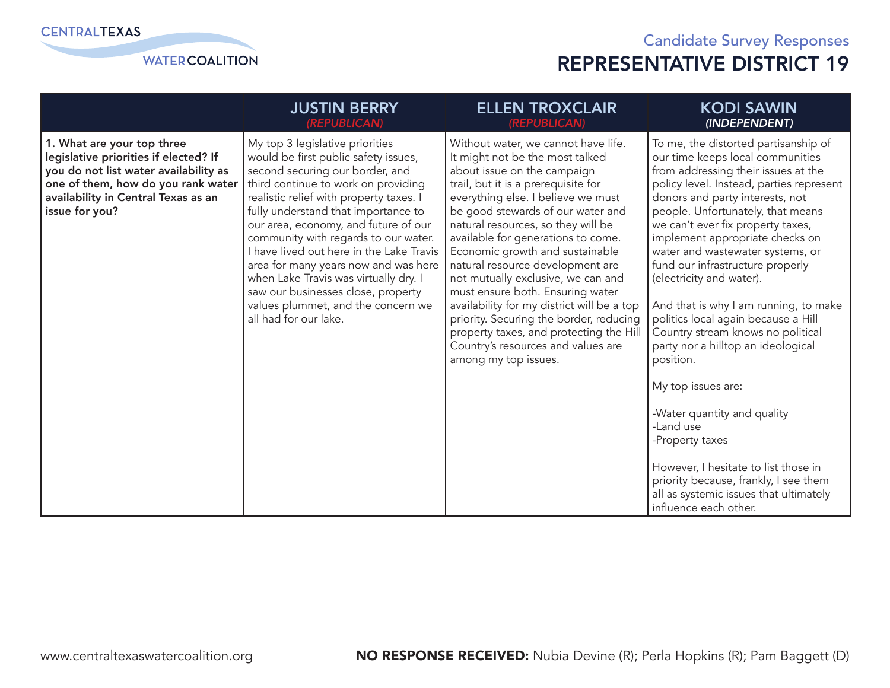CENTRAL TEXAS WATER COALITION

Candidate Survey Responses

# REPRESENTATIVE DISTRICT 19

| | JUSTIN BERRY *(REPUBLICAN)* | ELLEN TROXCLAIR *(REPUBLICAN)* | KODI SAWIN *(INDEPENDENT)* |
|---|---|---|---|
| **1. What are your top three legislative priorities if elected? If you do not list water availability as one of them, how do you rank water availability in Central Texas as an issue for you?** | My top 3 legislative priorities would be first public safety issues, second securing our border, and third continue to work on providing realistic relief with property taxes. I fully understand that importance to our area, economy, and future of our community with regards to our water. I have lived out here in the Lake Travis area for many years now and was here when Lake Travis was virtually dry. I saw our businesses close, property values plummet, and the concern we all had for our lake. | Without water, we cannot have life. It might not be the most talked about issue on the campaign trail, but it is a prerequisite for everything else. I believe we must be good stewards of our water and natural resources, so they will be available for generations to come. Economic growth and sustainable natural resource development are not mutually exclusive, we can and must ensure both. Ensuring water availability for my district will be a top priority. Securing the border, reducing property taxes, and protecting the Hill Country's resources and values are among my top issues. | To me, the distorted partisanship of our time keeps local communities from addressing their issues at the policy level. Instead, parties represent donors and party interests, not people. Unfortunately, that means we can't ever fix property taxes, implement appropriate checks on water and wastewater systems, or fund our infrastructure properly (electricity and water).<br><br>And that is why I am running, to make politics local again because a Hill Country stream knows no political party nor a hilltop an ideological position.<br><br>My top issues are:<br><br>-Water quantity and quality<br>-Land use<br>-Property taxes<br><br>However, I hesitate to list those in priority because, frankly, I see them all as systemic issues that ultimately influence each other. |

www.centraltexaswatercoalition.org

**NO RESPONSE RECEIVED:** Nubia Devine (R); Perla Hopkins (R); Pam Baggett (D)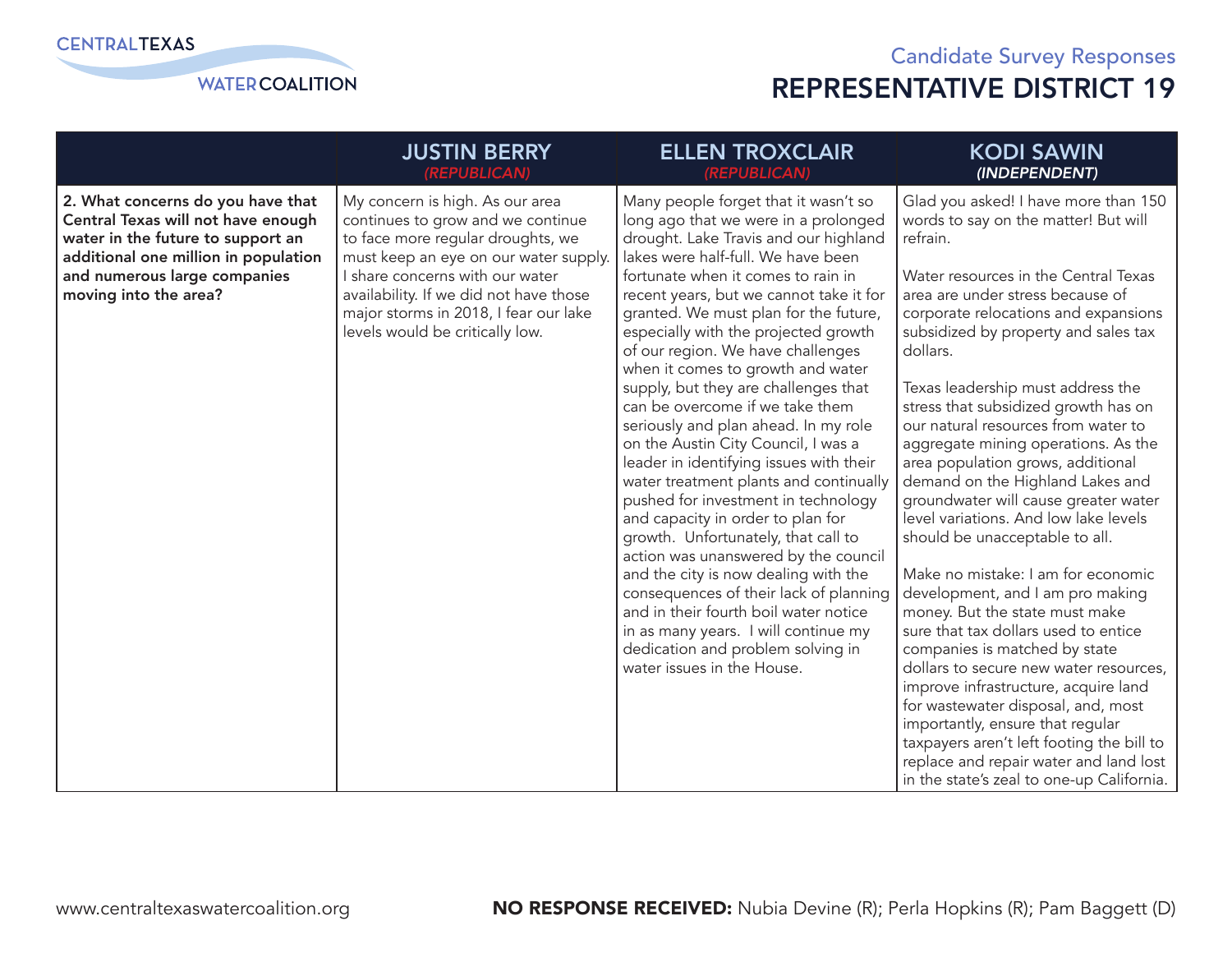Candidate Survey Responses

# REPRESENTATIVE DISTRICT 19

| | JUSTIN BERRY *(REPUBLICAN)* | ELLEN TROXCLAIR *(REPUBLICAN)* | KODI SAWIN *(INDEPENDENT)* |
|---|---|---|---|
| **2. What concerns do you have that Central Texas will not have enough water in the future to support an additional one million in population and numerous large companies moving into the area?** | My concern is high. As our area continues to grow and we continue to face more regular droughts, we must keep an eye on our water supply. I share concerns with our water availability. If we did not have those major storms in 2018, I fear our lake levels would be critically low. | Many people forget that it wasn't so long ago that we were in a prolonged drought. Lake Travis and our highland lakes were half-full. We have been fortunate when it comes to rain in recent years, but we cannot take it for granted. We must plan for the future, especially with the projected growth of our region. We have challenges when it comes to growth and water supply, but they are challenges that can be overcome if we take them seriously and plan ahead. In my role on the Austin City Council, I was a leader in identifying issues with their water treatment plants and continually pushed for investment in technology and capacity in order to plan for growth. Unfortunately, that call to action was unanswered by the council and the city is now dealing with the consequences of their lack of planning and in their fourth boil water notice in as many years. I will continue my dedication and problem solving in water issues in the House. | Glad you asked! I have more than 150 words to say on the matter! But will refrain.<br><br>Water resources in the Central Texas area are under stress because of corporate relocations and expansions subsidized by property and sales tax dollars.<br><br>Texas leadership must address the stress that subsidized growth has on our natural resources from water to aggregate mining operations. As the area population grows, additional demand on the Highland Lakes and groundwater will cause greater water level variations. And low lake levels should be unacceptable to all.<br><br>Make no mistake: I am for economic development, and I am pro making money. But the state must make sure that tax dollars used to entice companies is matched by state dollars to secure new water resources, improve infrastructure, acquire land for wastewater disposal, and, most importantly, ensure that regular taxpayers aren't left footing the bill to replace and repair water and land lost in the state's zeal to one-up California. |

**NO RESPONSE RECEIVED:** Nubia Devine (R); Perla Hopkins (R); Pam Baggett (D)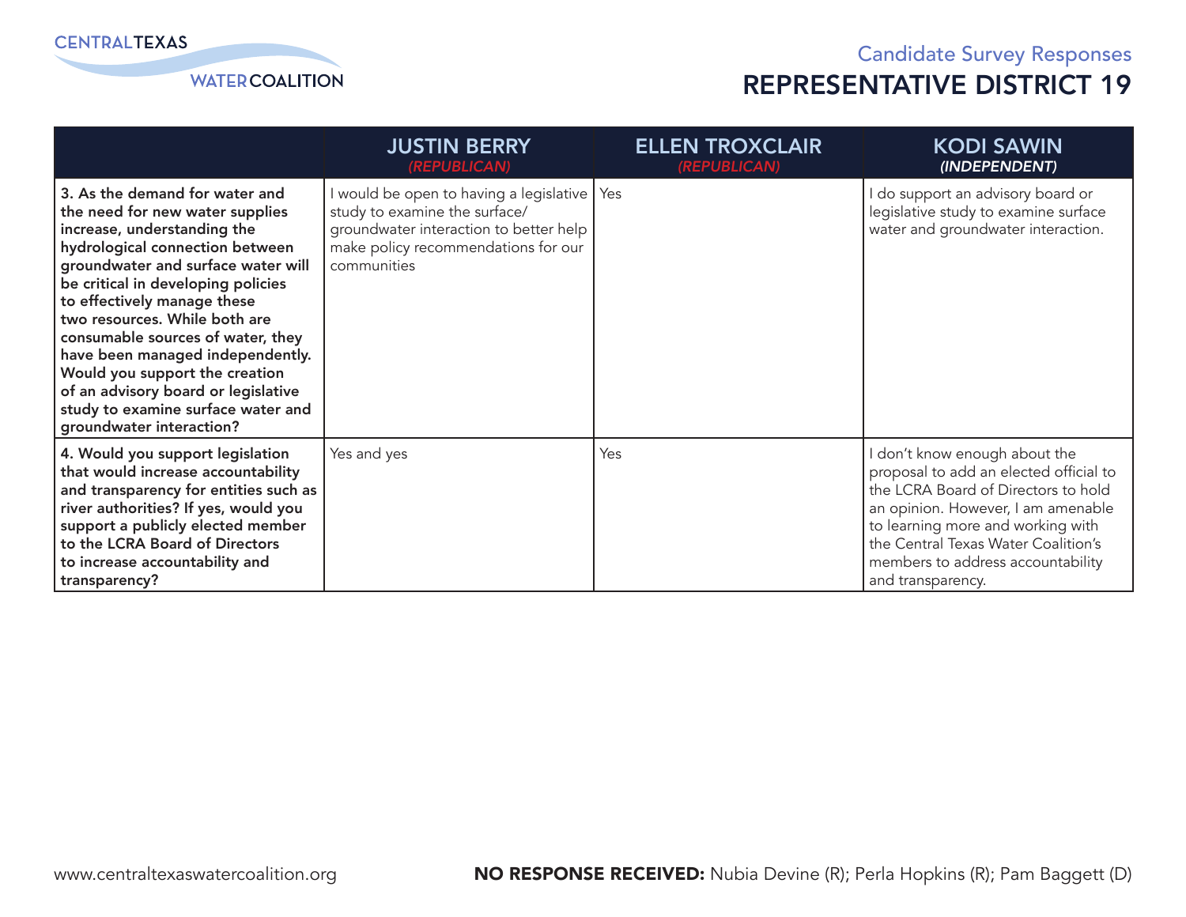Candidate Survey Responses

# REPRESENTATIVE DISTRICT 19

| | JUSTIN BERRY *(REPUBLICAN)* | ELLEN TROXCLAIR *(REPUBLICAN)* | KODI SAWIN *(INDEPENDENT)* |
|---|---|---|---|
| **3. As the demand for water and the need for new water supplies increase, understanding the hydrological connection between groundwater and surface water will be critical in developing policies to effectively manage these two resources. While both are consumable sources of water, they have been managed independently. Would you support the creation of an advisory board or legislative study to examine surface water and groundwater interaction?** | I would be open to having a legislative study to examine the surface/groundwater interaction to better help make policy recommendations for our communities | Yes | I do support an advisory board or legislative study to examine surface water and groundwater interaction. |
| **4. Would you support legislation that would increase accountability and transparency for entities such as river authorities? If yes, would you support a publicly elected member to the LCRA Board of Directors to increase accountability and transparency?** | Yes and yes | Yes | I don't know enough about the proposal to add an elected official to the LCRA Board of Directors to hold an opinion. However, I am amenable to learning more and working with the Central Texas Water Coalition's members to address accountability and transparency. |

**NO RESPONSE RECEIVED:** Nubia Devine (R); Perla Hopkins (R); Pam Baggett (D)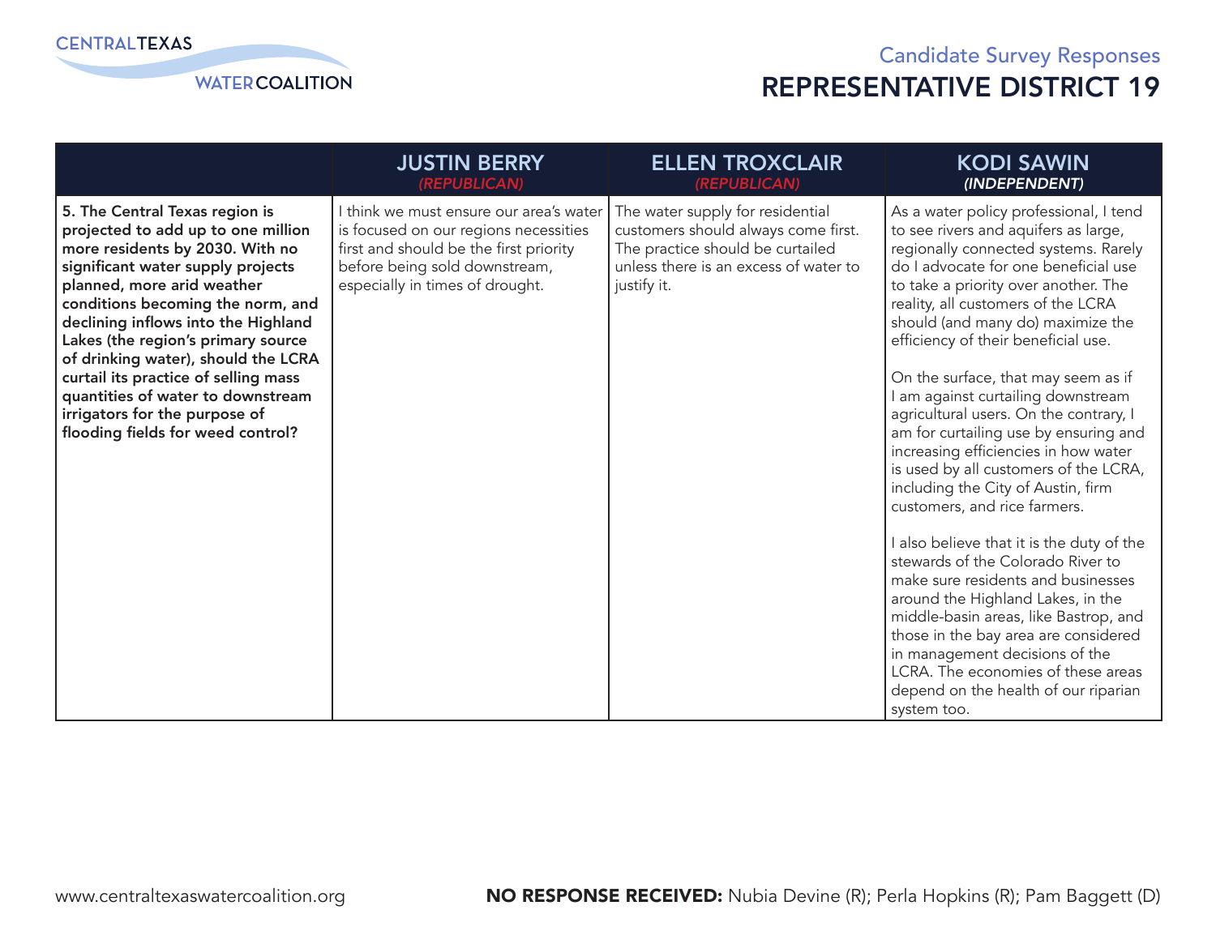CENTRAL TEXAS WATER COALITION

Candidate Survey Responses

# REPRESENTATIVE DISTRICT 19

| | JUSTIN BERRY *(REPUBLICAN)* | ELLEN TROXCLAIR *(REPUBLICAN)* | KODI SAWIN *(INDEPENDENT)* |
|---|---|---|---|
| **5. The Central Texas region is projected to add up to one million more residents by 2030. With no significant water supply projects planned, more arid weather conditions becoming the norm, and declining inflows into the Highland Lakes (the region's primary source of drinking water), should the LCRA curtail its practice of selling mass quantities of water to downstream irrigators for the purpose of flooding fields for weed control?** | I think we must ensure our area's water is focused on our regions necessities first and should be the first priority before being sold downstream, especially in times of drought. | The water supply for residential customers should always come first. The practice should be curtailed unless there is an excess of water to justify it. | As a water policy professional, I tend to see rivers and aquifers as large, regionally connected systems. Rarely do I advocate for one beneficial use to take a priority over another. The reality, all customers of the LCRA should (and many do) maximize the efficiency of their beneficial use.<br><br>On the surface, that may seem as if I am against curtailing downstream agricultural users. On the contrary, I am for curtailing use by ensuring and increasing efficiencies in how water is used by all customers of the LCRA, including the City of Austin, firm customers, and rice farmers.<br><br>I also believe that it is the duty of the stewards of the Colorado River to make sure residents and businesses around the Highland Lakes, in the middle-basin areas, like Bastrop, and those in the bay area are considered in management decisions of the LCRA. The economies of these areas depend on the health of our riparian system too. |

www.centraltexaswatercoalition.org

**NO RESPONSE RECEIVED:** Nubia Devine (R); Perla Hopkins (R); Pam Baggett (D)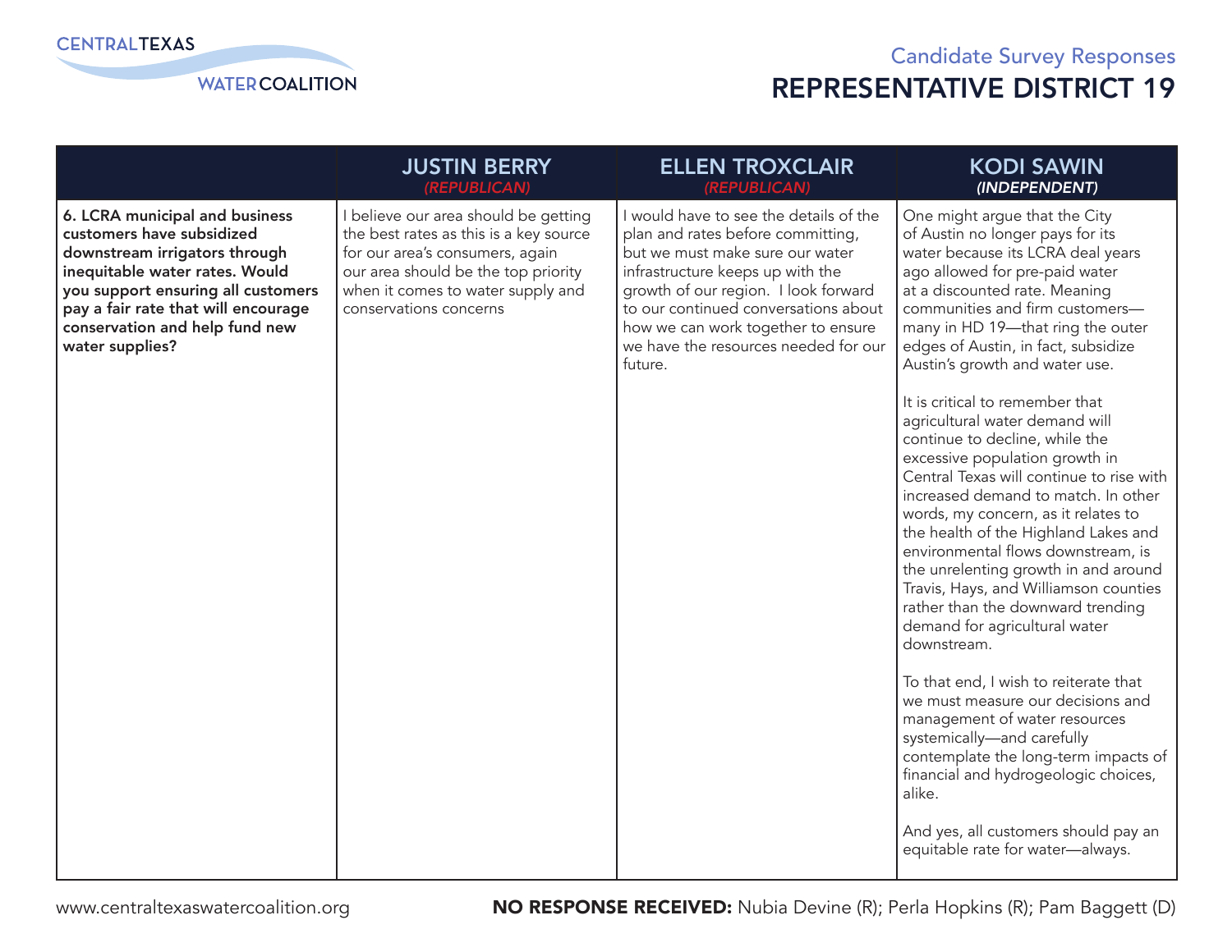Candidate Survey Responses

# REPRESENTATIVE DISTRICT 19

| | JUSTIN BERRY *(REPUBLICAN)* | ELLEN TROXCLAIR *(REPUBLICAN)* | KODI SAWIN *(INDEPENDENT)* |
|---|---|---|---|
| **6. LCRA municipal and business customers have subsidized downstream irrigators through inequitable water rates. Would you support ensuring all customers pay a fair rate that will encourage conservation and help fund new water supplies?** | I believe our area should be getting the best rates as this is a key source for our area's consumers, again our area should be the top priority when it comes to water supply and conservations concerns | I would have to see the details of the plan and rates before committing, but we must make sure our water infrastructure keeps up with the growth of our region. I look forward to our continued conversations about how we can work together to ensure we have the resources needed for our future. | One might argue that the City of Austin no longer pays for its water because its LCRA deal years ago allowed for pre-paid water at a discounted rate. Meaning communities and firm customers—many in HD 19—that ring the outer edges of Austin, in fact, subsidize Austin's growth and water use.<br><br>It is critical to remember that agricultural water demand will continue to decline, while the excessive population growth in Central Texas will continue to rise with increased demand to match. In other words, my concern, as it relates to the health of the Highland Lakes and environmental flows downstream, is the unrelenting growth in and around Travis, Hays, and Williamson counties rather than the downward trending demand for agricultural water downstream.<br><br>To that end, I wish to reiterate that we must measure our decisions and management of water resources systemically—and carefully contemplate the long-term impacts of financial and hydrogeologic choices, alike.<br><br>And yes, all customers should pay an equitable rate for water—always. |

**NO RESPONSE RECEIVED:** Nubia Devine (R); Perla Hopkins (R); Pam Baggett (D)